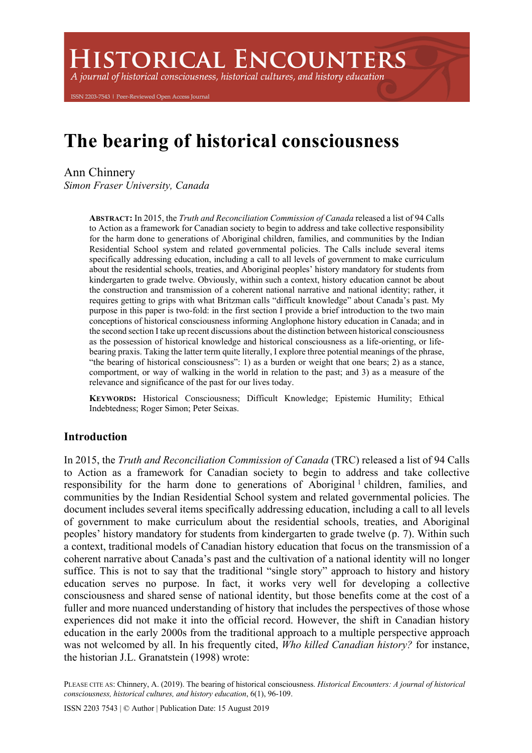# The bearing of historical consciousness

Ann Chinnery
*Simon Fraser University, Canada*

**ABSTRACT:** In 2015, the *Truth and Reconciliation Commission of Canada* released a list of 94 Calls to Action as a framework for Canadian society to begin to address and take collective responsibility for the harm done to generations of Aboriginal children, families, and communities by the Indian Residential School system and related governmental policies. The Calls include several items specifically addressing education, including a call to all levels of government to make curriculum about the residential schools, treaties, and Aboriginal peoples' history mandatory for students from kindergarten to grade twelve. Obviously, within such a context, history education cannot be about the construction and transmission of a coherent national narrative and national identity; rather, it requires getting to grips with what Britzman calls "difficult knowledge" about Canada's past. My purpose in this paper is two-fold: in the first section I provide a brief introduction to the two main conceptions of historical consciousness informing Anglophone history education in Canada; and in the second section I take up recent discussions about the distinction between historical consciousness as the possession of historical knowledge and historical consciousness as a life-orienting, or life-bearing praxis. Taking the latter term quite literally, I explore three potential meanings of the phrase, "the bearing of historical consciousness": 1) as a burden or weight that one bears; 2) as a stance, comportment, or way of walking in the world in relation to the past; and 3) as a measure of the relevance and significance of the past for our lives today.

**KEYWORDS:** Historical Consciousness; Difficult Knowledge; Epistemic Humility; Ethical Indebtedness; Roger Simon; Peter Seixas.

## Introduction

In 2015, the *Truth and Reconciliation Commission of Canada* (TRC) released a list of 94 Calls to Action as a framework for Canadian society to begin to address and take collective responsibility for the harm done to generations of Aboriginal[1] children, families, and communities by the Indian Residential School system and related governmental policies. The document includes several items specifically addressing education, including a call to all levels of government to make curriculum about the residential schools, treaties, and Aboriginal peoples' history mandatory for students from kindergarten to grade twelve (p. 7). Within such a context, traditional models of Canadian history education that focus on the transmission of a coherent narrative about Canada's past and the cultivation of a national identity will no longer suffice. This is not to say that the traditional "single story" approach to history and history education serves no purpose. In fact, it works very well for developing a collective consciousness and shared sense of national identity, but those benefits come at the cost of a fuller and more nuanced understanding of history that includes the perspectives of those whose experiences did not make it into the official record. However, the shift in Canadian history education in the early 2000s from the traditional approach to a multiple perspective approach was not welcomed by all. In his frequently cited, *Who killed Canadian history?* for instance, the historian J.L. Granatstein (1998) wrote:

PLEASE CITE AS: Chinnery, A. (2019). The bearing of historical consciousness. *Historical Encounters: A journal of historical consciousness, historical cultures, and history education*, 6(1), 96-109.

ISSN 2203 7543 | © Author | Publication Date: 15 August 2019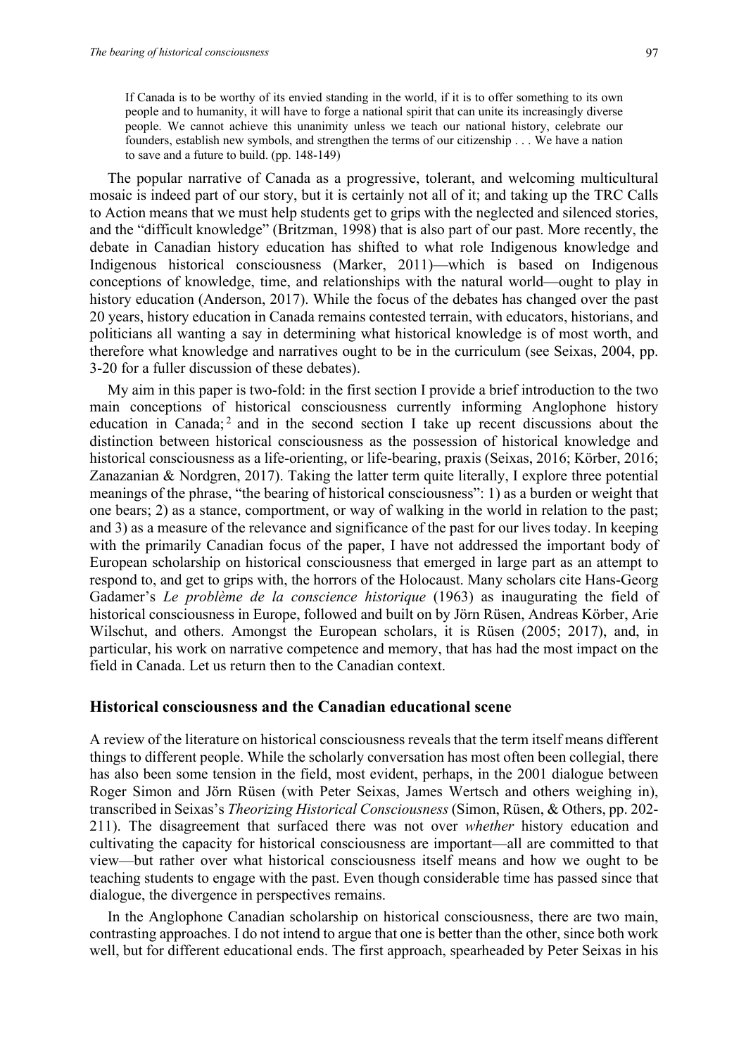> If Canada is to be worthy of its envied standing in the world, if it is to offer something to its own people and to humanity, it will have to forge a national spirit that can unite its increasingly diverse people. We cannot achieve this unanimity unless we teach our national history, celebrate our founders, establish new symbols, and strengthen the terms of our citizenship . . . We have a nation to save and a future to build. (pp. 148-149)

The popular narrative of Canada as a progressive, tolerant, and welcoming multicultural mosaic is indeed part of our story, but it is certainly not all of it; and taking up the TRC Calls to Action means that we must help students get to grips with the neglected and silenced stories, and the "difficult knowledge" (Britzman, 1998) that is also part of our past. More recently, the debate in Canadian history education has shifted to what role Indigenous knowledge and Indigenous historical consciousness (Marker, 2011)—which is based on Indigenous conceptions of knowledge, time, and relationships with the natural world—ought to play in history education (Anderson, 2017). While the focus of the debates has changed over the past 20 years, history education in Canada remains contested terrain, with educators, historians, and politicians all wanting a say in determining what historical knowledge is of most worth, and therefore what knowledge and narratives ought to be in the curriculum (see Seixas, 2004, pp. 3-20 for a fuller discussion of these debates).

My aim in this paper is two-fold: in the first section I provide a brief introduction to the two main conceptions of historical consciousness currently informing Anglophone history education in Canada;[2] and in the second section I take up recent discussions about the distinction between historical consciousness as the possession of historical knowledge and historical consciousness as a life-orienting, or life-bearing, praxis (Seixas, 2016; Körber, 2016; Zanazanian & Nordgren, 2017). Taking the latter term quite literally, I explore three potential meanings of the phrase, "the bearing of historical consciousness": 1) as a burden or weight that one bears; 2) as a stance, comportment, or way of walking in the world in relation to the past; and 3) as a measure of the relevance and significance of the past for our lives today. In keeping with the primarily Canadian focus of the paper, I have not addressed the important body of European scholarship on historical consciousness that emerged in large part as an attempt to respond to, and get to grips with, the horrors of the Holocaust. Many scholars cite Hans-Georg Gadamer's *Le problème de la conscience historique* (1963) as inaugurating the field of historical consciousness in Europe, followed and built on by Jörn Rüsen, Andreas Körber, Arie Wilschut, and others. Amongst the European scholars, it is Rüsen (2005; 2017), and, in particular, his work on narrative competence and memory, that has had the most impact on the field in Canada. Let us return then to the Canadian context.

## Historical consciousness and the Canadian educational scene

A review of the literature on historical consciousness reveals that the term itself means different things to different people. While the scholarly conversation has most often been collegial, there has also been some tension in the field, most evident, perhaps, in the 2001 dialogue between Roger Simon and Jörn Rüsen (with Peter Seixas, James Wertsch and others weighing in), transcribed in Seixas's *Theorizing Historical Consciousness* (Simon, Rüsen, & Others, pp. 202-211). The disagreement that surfaced there was not over *whether* history education and cultivating the capacity for historical consciousness are important—all are committed to that view—but rather over what historical consciousness itself means and how we ought to be teaching students to engage with the past. Even though considerable time has passed since that dialogue, the divergence in perspectives remains.

In the Anglophone Canadian scholarship on historical consciousness, there are two main, contrasting approaches. I do not intend to argue that one is better than the other, since both work well, but for different educational ends. The first approach, spearheaded by Peter Seixas in his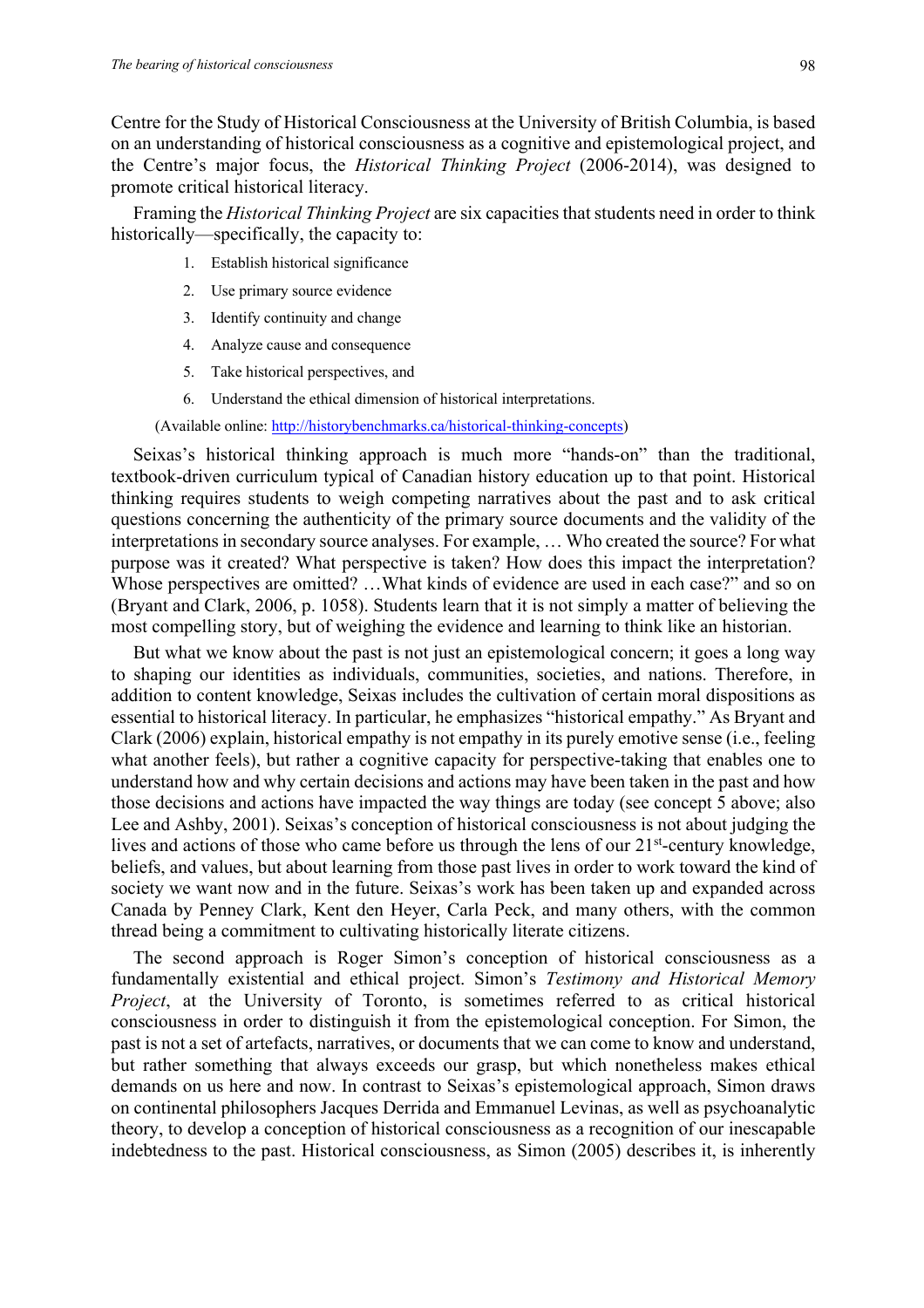Centre for the Study of Historical Consciousness at the University of British Columbia, is based on an understanding of historical consciousness as a cognitive and epistemological project, and the Centre's major focus, the *Historical Thinking Project* (2006-2014), was designed to promote critical historical literacy.

Framing the *Historical Thinking Project* are six capacities that students need in order to think historically—specifically, the capacity to:

1. Establish historical significance
2. Use primary source evidence
3. Identify continuity and change
4. Analyze cause and consequence
5. Take historical perspectives, and
6. Understand the ethical dimension of historical interpretations.

(Available online: http://historybenchmarks.ca/historical-thinking-concepts)

Seixas's historical thinking approach is much more "hands-on" than the traditional, textbook-driven curriculum typical of Canadian history education up to that point. Historical thinking requires students to weigh competing narratives about the past and to ask critical questions concerning the authenticity of the primary source documents and the validity of the interpretations in secondary source analyses. For example, … Who created the source? For what purpose was it created? What perspective is taken? How does this impact the interpretation? Whose perspectives are omitted? …What kinds of evidence are used in each case?" and so on (Bryant and Clark, 2006, p. 1058). Students learn that it is not simply a matter of believing the most compelling story, but of weighing the evidence and learning to think like an historian.

But what we know about the past is not just an epistemological concern; it goes a long way to shaping our identities as individuals, communities, societies, and nations. Therefore, in addition to content knowledge, Seixas includes the cultivation of certain moral dispositions as essential to historical literacy. In particular, he emphasizes "historical empathy." As Bryant and Clark (2006) explain, historical empathy is not empathy in its purely emotive sense (i.e., feeling what another feels), but rather a cognitive capacity for perspective-taking that enables one to understand how and why certain decisions and actions may have been taken in the past and how those decisions and actions have impacted the way things are today (see concept 5 above; also Lee and Ashby, 2001). Seixas's conception of historical consciousness is not about judging the lives and actions of those who came before us through the lens of our 21st-century knowledge, beliefs, and values, but about learning from those past lives in order to work toward the kind of society we want now and in the future. Seixas's work has been taken up and expanded across Canada by Penney Clark, Kent den Heyer, Carla Peck, and many others, with the common thread being a commitment to cultivating historically literate citizens.

The second approach is Roger Simon's conception of historical consciousness as a fundamentally existential and ethical project. Simon's *Testimony and Historical Memory Project*, at the University of Toronto, is sometimes referred to as critical historical consciousness in order to distinguish it from the epistemological conception. For Simon, the past is not a set of artefacts, narratives, or documents that we can come to know and understand, but rather something that always exceeds our grasp, but which nonetheless makes ethical demands on us here and now. In contrast to Seixas's epistemological approach, Simon draws on continental philosophers Jacques Derrida and Emmanuel Levinas, as well as psychoanalytic theory, to develop a conception of historical consciousness as a recognition of our inescapable indebtedness to the past. Historical consciousness, as Simon (2005) describes it, is inherently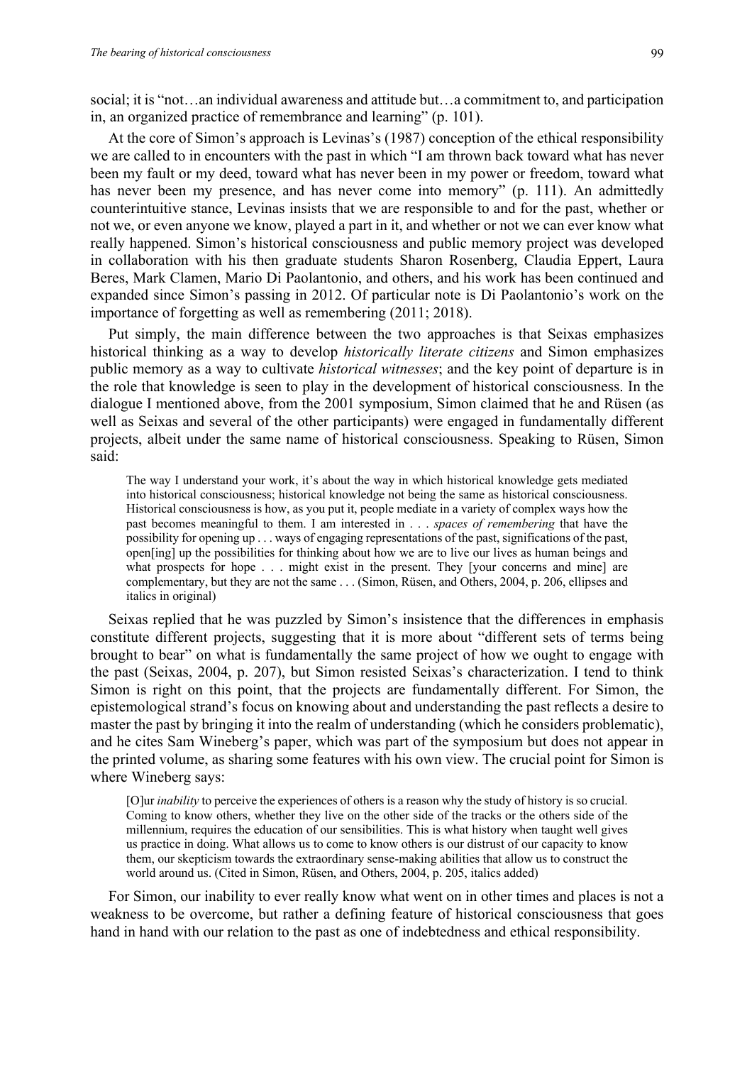social; it is "not…an individual awareness and attitude but…a commitment to, and participation in, an organized practice of remembrance and learning" (p. 101).

At the core of Simon's approach is Levinas's (1987) conception of the ethical responsibility we are called to in encounters with the past in which "I am thrown back toward what has never been my fault or my deed, toward what has never been in my power or freedom, toward what has never been my presence, and has never come into memory" (p. 111). An admittedly counterintuitive stance, Levinas insists that we are responsible to and for the past, whether or not we, or even anyone we know, played a part in it, and whether or not we can ever know what really happened. Simon's historical consciousness and public memory project was developed in collaboration with his then graduate students Sharon Rosenberg, Claudia Eppert, Laura Beres, Mark Clamen, Mario Di Paolantonio, and others, and his work has been continued and expanded since Simon's passing in 2012. Of particular note is Di Paolantonio's work on the importance of forgetting as well as remembering (2011; 2018).

Put simply, the main difference between the two approaches is that Seixas emphasizes historical thinking as a way to develop *historically literate citizens* and Simon emphasizes public memory as a way to cultivate *historical witnesses*; and the key point of departure is in the role that knowledge is seen to play in the development of historical consciousness. In the dialogue I mentioned above, from the 2001 symposium, Simon claimed that he and Rüsen (as well as Seixas and several of the other participants) were engaged in fundamentally different projects, albeit under the same name of historical consciousness. Speaking to Rüsen, Simon said:

> The way I understand your work, it's about the way in which historical knowledge gets mediated into historical consciousness; historical knowledge not being the same as historical consciousness. Historical consciousness is how, as you put it, people mediate in a variety of complex ways how the past becomes meaningful to them. I am interested in . . . *spaces of remembering* that have the possibility for opening up . . . ways of engaging representations of the past, significations of the past, open[ing] up the possibilities for thinking about how we are to live our lives as human beings and what prospects for hope . . . might exist in the present. They [your concerns and mine] are complementary, but they are not the same . . . (Simon, Rüsen, and Others, 2004, p. 206, ellipses and italics in original)

Seixas replied that he was puzzled by Simon's insistence that the differences in emphasis constitute different projects, suggesting that it is more about "different sets of terms being brought to bear" on what is fundamentally the same project of how we ought to engage with the past (Seixas, 2004, p. 207), but Simon resisted Seixas's characterization. I tend to think Simon is right on this point, that the projects are fundamentally different. For Simon, the epistemological strand's focus on knowing about and understanding the past reflects a desire to master the past by bringing it into the realm of understanding (which he considers problematic), and he cites Sam Wineberg's paper, which was part of the symposium but does not appear in the printed volume, as sharing some features with his own view. The crucial point for Simon is where Wineberg says:

> [O]ur *inability* to perceive the experiences of others is a reason why the study of history is so crucial. Coming to know others, whether they live on the other side of the tracks or the others side of the millennium, requires the education of our sensibilities. This is what history when taught well gives us practice in doing. What allows us to come to know others is our distrust of our capacity to know them, our skepticism towards the extraordinary sense-making abilities that allow us to construct the world around us. (Cited in Simon, Rüsen, and Others, 2004, p. 205, italics added)

For Simon, our inability to ever really know what went on in other times and places is not a weakness to be overcome, but rather a defining feature of historical consciousness that goes hand in hand with our relation to the past as one of indebtedness and ethical responsibility.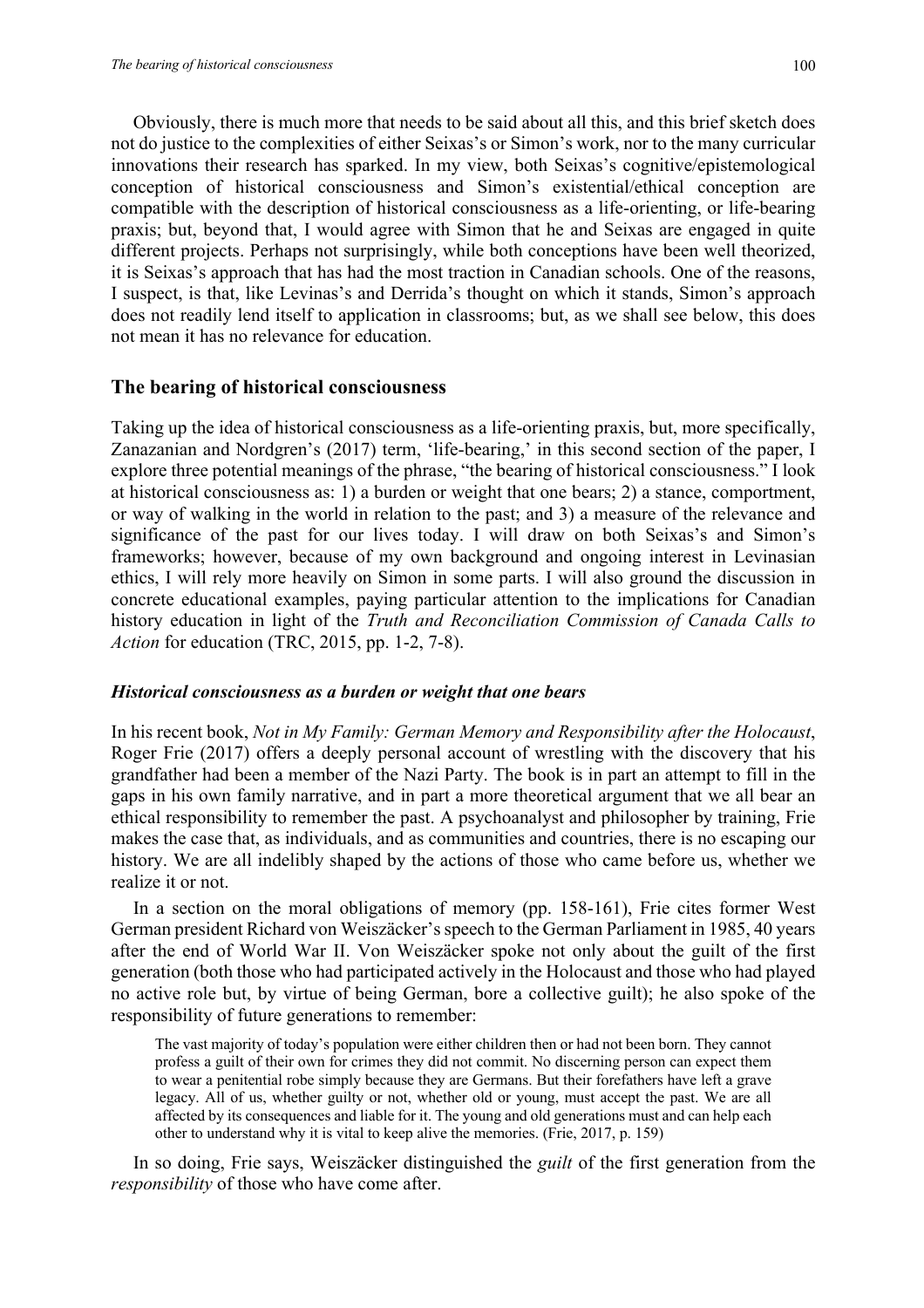Obviously, there is much more that needs to be said about all this, and this brief sketch does not do justice to the complexities of either Seixas's or Simon's work, nor to the many curricular innovations their research has sparked. In my view, both Seixas's cognitive/epistemological conception of historical consciousness and Simon's existential/ethical conception are compatible with the description of historical consciousness as a life-orienting, or life-bearing praxis; but, beyond that, I would agree with Simon that he and Seixas are engaged in quite different projects. Perhaps not surprisingly, while both conceptions have been well theorized, it is Seixas's approach that has had the most traction in Canadian schools. One of the reasons, I suspect, is that, like Levinas's and Derrida's thought on which it stands, Simon's approach does not readily lend itself to application in classrooms; but, as we shall see below, this does not mean it has no relevance for education.

## The bearing of historical consciousness

Taking up the idea of historical consciousness as a life-orienting praxis, but, more specifically, Zanazanian and Nordgren's (2017) term, 'life-bearing,' in this second section of the paper, I explore three potential meanings of the phrase, "the bearing of historical consciousness." I look at historical consciousness as: 1) a burden or weight that one bears; 2) a stance, comportment, or way of walking in the world in relation to the past; and 3) a measure of the relevance and significance of the past for our lives today. I will draw on both Seixas's and Simon's frameworks; however, because of my own background and ongoing interest in Levinasian ethics, I will rely more heavily on Simon in some parts. I will also ground the discussion in concrete educational examples, paying particular attention to the implications for Canadian history education in light of the *Truth and Reconciliation Commission of Canada Calls to Action* for education (TRC, 2015, pp. 1-2, 7-8).

### *Historical consciousness as a burden or weight that one bears*

In his recent book, *Not in My Family: German Memory and Responsibility after the Holocaust*, Roger Frie (2017) offers a deeply personal account of wrestling with the discovery that his grandfather had been a member of the Nazi Party. The book is in part an attempt to fill in the gaps in his own family narrative, and in part a more theoretical argument that we all bear an ethical responsibility to remember the past. A psychoanalyst and philosopher by training, Frie makes the case that, as individuals, and as communities and countries, there is no escaping our history. We are all indelibly shaped by the actions of those who came before us, whether we realize it or not.

In a section on the moral obligations of memory (pp. 158-161), Frie cites former West German president Richard von Weiszäcker's speech to the German Parliament in 1985, 40 years after the end of World War II. Von Weiszäcker spoke not only about the guilt of the first generation (both those who had participated actively in the Holocaust and those who had played no active role but, by virtue of being German, bore a collective guilt); he also spoke of the responsibility of future generations to remember:

> The vast majority of today's population were either children then or had not been born. They cannot profess a guilt of their own for crimes they did not commit. No discerning person can expect them to wear a penitential robe simply because they are Germans. But their forefathers have left a grave legacy. All of us, whether guilty or not, whether old or young, must accept the past. We are all affected by its consequences and liable for it. The young and old generations must and can help each other to understand why it is vital to keep alive the memories. (Frie, 2017, p. 159)

In so doing, Frie says, Weiszäcker distinguished the *guilt* of the first generation from the *responsibility* of those who have come after.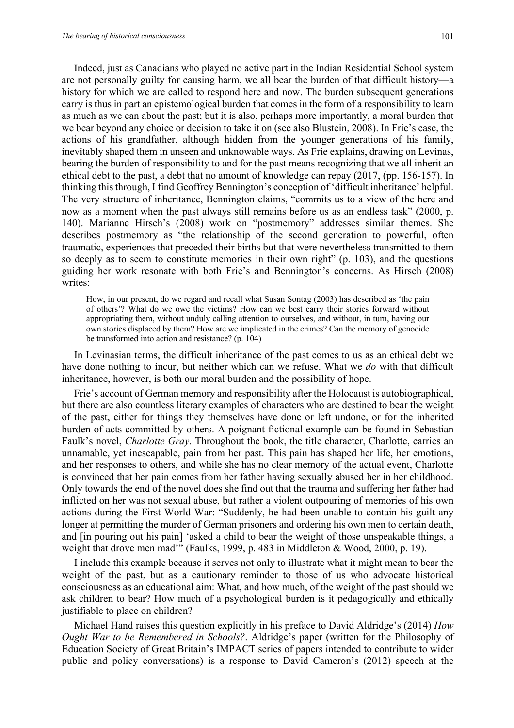Indeed, just as Canadians who played no active part in the Indian Residential School system are not personally guilty for causing harm, we all bear the burden of that difficult history—a history for which we are called to respond here and now. The burden subsequent generations carry is thus in part an epistemological burden that comes in the form of a responsibility to learn as much as we can about the past; but it is also, perhaps more importantly, a moral burden that we bear beyond any choice or decision to take it on (see also Blustein, 2008). In Frie's case, the actions of his grandfather, although hidden from the younger generations of his family, inevitably shaped them in unseen and unknowable ways. As Frie explains, drawing on Levinas, bearing the burden of responsibility to and for the past means recognizing that we all inherit an ethical debt to the past, a debt that no amount of knowledge can repay (2017, (pp. 156-157). In thinking this through, I find Geoffrey Bennington's conception of 'difficult inheritance' helpful. The very structure of inheritance, Bennington claims, "commits us to a view of the here and now as a moment when the past always still remains before us as an endless task" (2000, p. 140). Marianne Hirsch's (2008) work on "postmemory" addresses similar themes. She describes postmemory as "the relationship of the second generation to powerful, often traumatic, experiences that preceded their births but that were nevertheless transmitted to them so deeply as to seem to constitute memories in their own right" (p. 103), and the questions guiding her work resonate with both Frie's and Bennington's concerns. As Hirsch (2008) writes:

> How, in our present, do we regard and recall what Susan Sontag (2003) has described as 'the pain of others'? What do we owe the victims? How can we best carry their stories forward without appropriating them, without unduly calling attention to ourselves, and without, in turn, having our own stories displaced by them? How are we implicated in the crimes? Can the memory of genocide be transformed into action and resistance? (p. 104)

In Levinasian terms, the difficult inheritance of the past comes to us as an ethical debt we have done nothing to incur, but neither which can we refuse. What we *do* with that difficult inheritance, however, is both our moral burden and the possibility of hope.

Frie's account of German memory and responsibility after the Holocaust is autobiographical, but there are also countless literary examples of characters who are destined to bear the weight of the past, either for things they themselves have done or left undone, or for the inherited burden of acts committed by others. A poignant fictional example can be found in Sebastian Faulk's novel, *Charlotte Gray*. Throughout the book, the title character, Charlotte, carries an unnamable, yet inescapable, pain from her past. This pain has shaped her life, her emotions, and her responses to others, and while she has no clear memory of the actual event, Charlotte is convinced that her pain comes from her father having sexually abused her in her childhood. Only towards the end of the novel does she find out that the trauma and suffering her father had inflicted on her was not sexual abuse, but rather a violent outpouring of memories of his own actions during the First World War: "Suddenly, he had been unable to contain his guilt any longer at permitting the murder of German prisoners and ordering his own men to certain death, and [in pouring out his pain] 'asked a child to bear the weight of those unspeakable things, a weight that drove men mad'" (Faulks, 1999, p. 483 in Middleton & Wood, 2000, p. 19).

I include this example because it serves not only to illustrate what it might mean to bear the weight of the past, but as a cautionary reminder to those of us who advocate historical consciousness as an educational aim: What, and how much, of the weight of the past should we ask children to bear? How much of a psychological burden is it pedagogically and ethically justifiable to place on children?

Michael Hand raises this question explicitly in his preface to David Aldridge's (2014) *How Ought War to be Remembered in Schools?*. Aldridge's paper (written for the Philosophy of Education Society of Great Britain's IMPACT series of papers intended to contribute to wider public and policy conversations) is a response to David Cameron's (2012) speech at the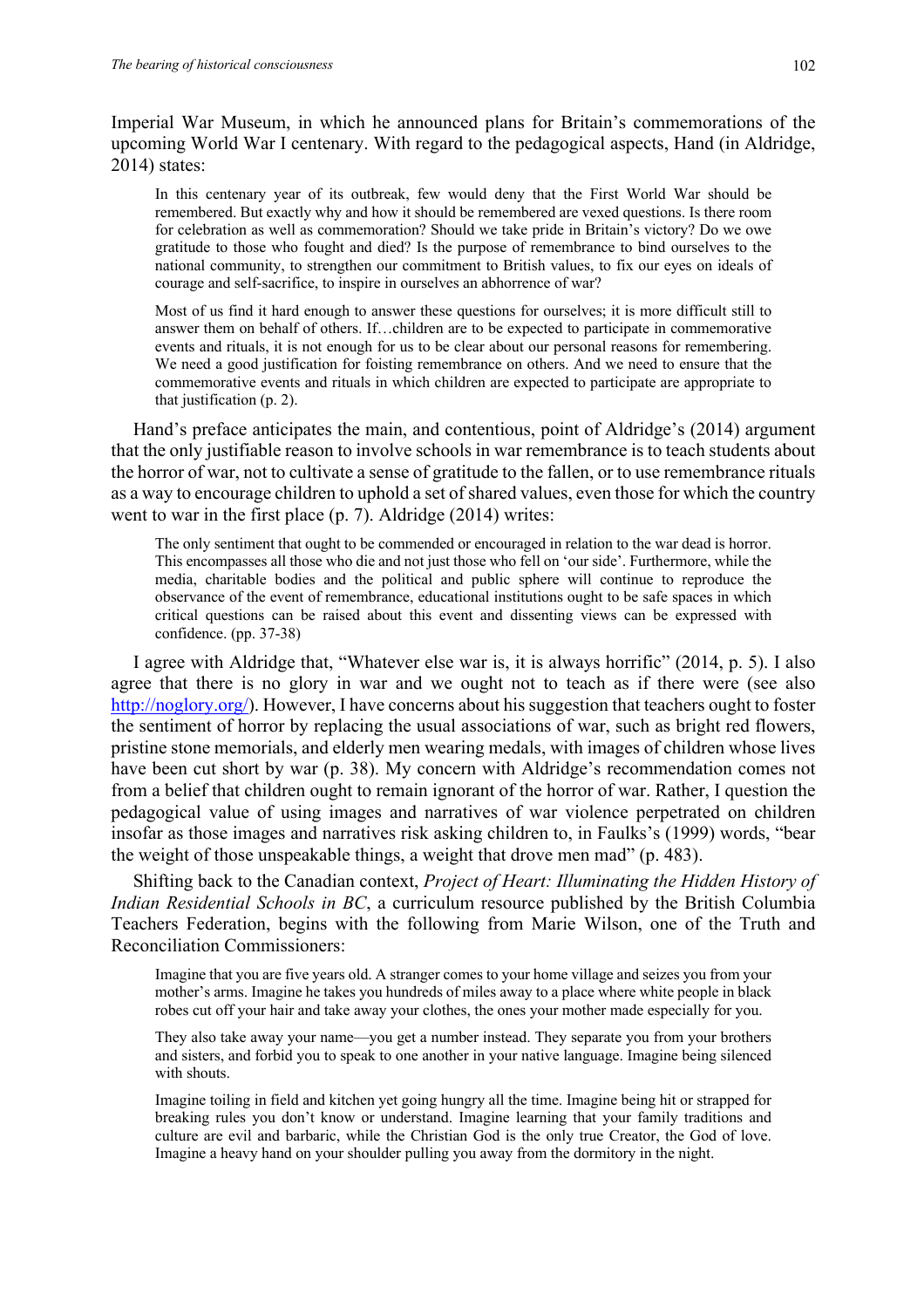Imperial War Museum, in which he announced plans for Britain's commemorations of the upcoming World War I centenary. With regard to the pedagogical aspects, Hand (in Aldridge, 2014) states:

> In this centenary year of its outbreak, few would deny that the First World War should be remembered. But exactly why and how it should be remembered are vexed questions. Is there room for celebration as well as commemoration? Should we take pride in Britain's victory? Do we owe gratitude to those who fought and died? Is the purpose of remembrance to bind ourselves to the national community, to strengthen our commitment to British values, to fix our eyes on ideals of courage and self-sacrifice, to inspire in ourselves an abhorrence of war?
>
> Most of us find it hard enough to answer these questions for ourselves; it is more difficult still to answer them on behalf of others. If…children are to be expected to participate in commemorative events and rituals, it is not enough for us to be clear about our personal reasons for remembering. We need a good justification for foisting remembrance on others. And we need to ensure that the commemorative events and rituals in which children are expected to participate are appropriate to that justification (p. 2).

Hand's preface anticipates the main, and contentious, point of Aldridge's (2014) argument that the only justifiable reason to involve schools in war remembrance is to teach students about the horror of war, not to cultivate a sense of gratitude to the fallen, or to use remembrance rituals as a way to encourage children to uphold a set of shared values, even those for which the country went to war in the first place (p. 7). Aldridge (2014) writes:

> The only sentiment that ought to be commended or encouraged in relation to the war dead is horror. This encompasses all those who die and not just those who fell on 'our side'. Furthermore, while the media, charitable bodies and the political and public sphere will continue to reproduce the observance of the event of remembrance, educational institutions ought to be safe spaces in which critical questions can be raised about this event and dissenting views can be expressed with confidence. (pp. 37-38)

I agree with Aldridge that, "Whatever else war is, it is always horrific" (2014, p. 5). I also agree that there is no glory in war and we ought not to teach as if there were (see also http://noglory.org/). However, I have concerns about his suggestion that teachers ought to foster the sentiment of horror by replacing the usual associations of war, such as bright red flowers, pristine stone memorials, and elderly men wearing medals, with images of children whose lives have been cut short by war (p. 38). My concern with Aldridge's recommendation comes not from a belief that children ought to remain ignorant of the horror of war. Rather, I question the pedagogical value of using images and narratives of war violence perpetrated on children insofar as those images and narratives risk asking children to, in Faulks's (1999) words, "bear the weight of those unspeakable things, a weight that drove men mad" (p. 483).

Shifting back to the Canadian context, *Project of Heart: Illuminating the Hidden History of Indian Residential Schools in BC*, a curriculum resource published by the British Columbia Teachers Federation, begins with the following from Marie Wilson, one of the Truth and Reconciliation Commissioners:

> Imagine that you are five years old. A stranger comes to your home village and seizes you from your mother's arms. Imagine he takes you hundreds of miles away to a place where white people in black robes cut off your hair and take away your clothes, the ones your mother made especially for you.
>
> They also take away your name—you get a number instead. They separate you from your brothers and sisters, and forbid you to speak to one another in your native language. Imagine being silenced with shouts.
>
> Imagine toiling in field and kitchen yet going hungry all the time. Imagine being hit or strapped for breaking rules you don't know or understand. Imagine learning that your family traditions and culture are evil and barbaric, while the Christian God is the only true Creator, the God of love. Imagine a heavy hand on your shoulder pulling you away from the dormitory in the night.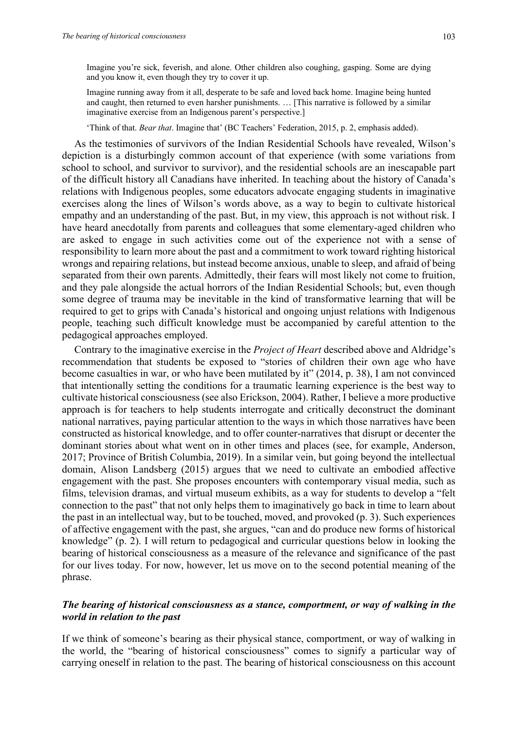> Imagine you're sick, feverish, and alone. Other children also coughing, gasping. Some are dying and you know it, even though they try to cover it up.
>
> Imagine running away from it all, desperate to be safe and loved back home. Imagine being hunted and caught, then returned to even harsher punishments. … [This narrative is followed by a similar imaginative exercise from an Indigenous parent's perspective.]
>
> 'Think of that. *Bear that*. Imagine that' (BC Teachers' Federation, 2015, p. 2, emphasis added).

As the testimonies of survivors of the Indian Residential Schools have revealed, Wilson's depiction is a disturbingly common account of that experience (with some variations from school to school, and survivor to survivor), and the residential schools are an inescapable part of the difficult history all Canadians have inherited. In teaching about the history of Canada's relations with Indigenous peoples, some educators advocate engaging students in imaginative exercises along the lines of Wilson's words above, as a way to begin to cultivate historical empathy and an understanding of the past. But, in my view, this approach is not without risk. I have heard anecdotally from parents and colleagues that some elementary-aged children who are asked to engage in such activities come out of the experience not with a sense of responsibility to learn more about the past and a commitment to work toward righting historical wrongs and repairing relations, but instead become anxious, unable to sleep, and afraid of being separated from their own parents. Admittedly, their fears will most likely not come to fruition, and they pale alongside the actual horrors of the Indian Residential Schools; but, even though some degree of trauma may be inevitable in the kind of transformative learning that will be required to get to grips with Canada's historical and ongoing unjust relations with Indigenous people, teaching such difficult knowledge must be accompanied by careful attention to the pedagogical approaches employed.

Contrary to the imaginative exercise in the *Project of Heart* described above and Aldridge's recommendation that students be exposed to "stories of children their own age who have become casualties in war, or who have been mutilated by it" (2014, p. 38), I am not convinced that intentionally setting the conditions for a traumatic learning experience is the best way to cultivate historical consciousness (see also Erickson, 2004). Rather, I believe a more productive approach is for teachers to help students interrogate and critically deconstruct the dominant national narratives, paying particular attention to the ways in which those narratives have been constructed as historical knowledge, and to offer counter-narratives that disrupt or decenter the dominant stories about what went on in other times and places (see, for example, Anderson, 2017; Province of British Columbia, 2019). In a similar vein, but going beyond the intellectual domain, Alison Landsberg (2015) argues that we need to cultivate an embodied affective engagement with the past. She proposes encounters with contemporary visual media, such as films, television dramas, and virtual museum exhibits, as a way for students to develop a "felt connection to the past" that not only helps them to imaginatively go back in time to learn about the past in an intellectual way, but to be touched, moved, and provoked (p. 3). Such experiences of affective engagement with the past, she argues, "can and do produce new forms of historical knowledge" (p. 2). I will return to pedagogical and curricular questions below in looking the bearing of historical consciousness as a measure of the relevance and significance of the past for our lives today. For now, however, let us move on to the second potential meaning of the phrase.

### *The bearing of historical consciousness as a stance, comportment, or way of walking in the world in relation to the past*

If we think of someone's bearing as their physical stance, comportment, or way of walking in the world, the "bearing of historical consciousness" comes to signify a particular way of carrying oneself in relation to the past. The bearing of historical consciousness on this account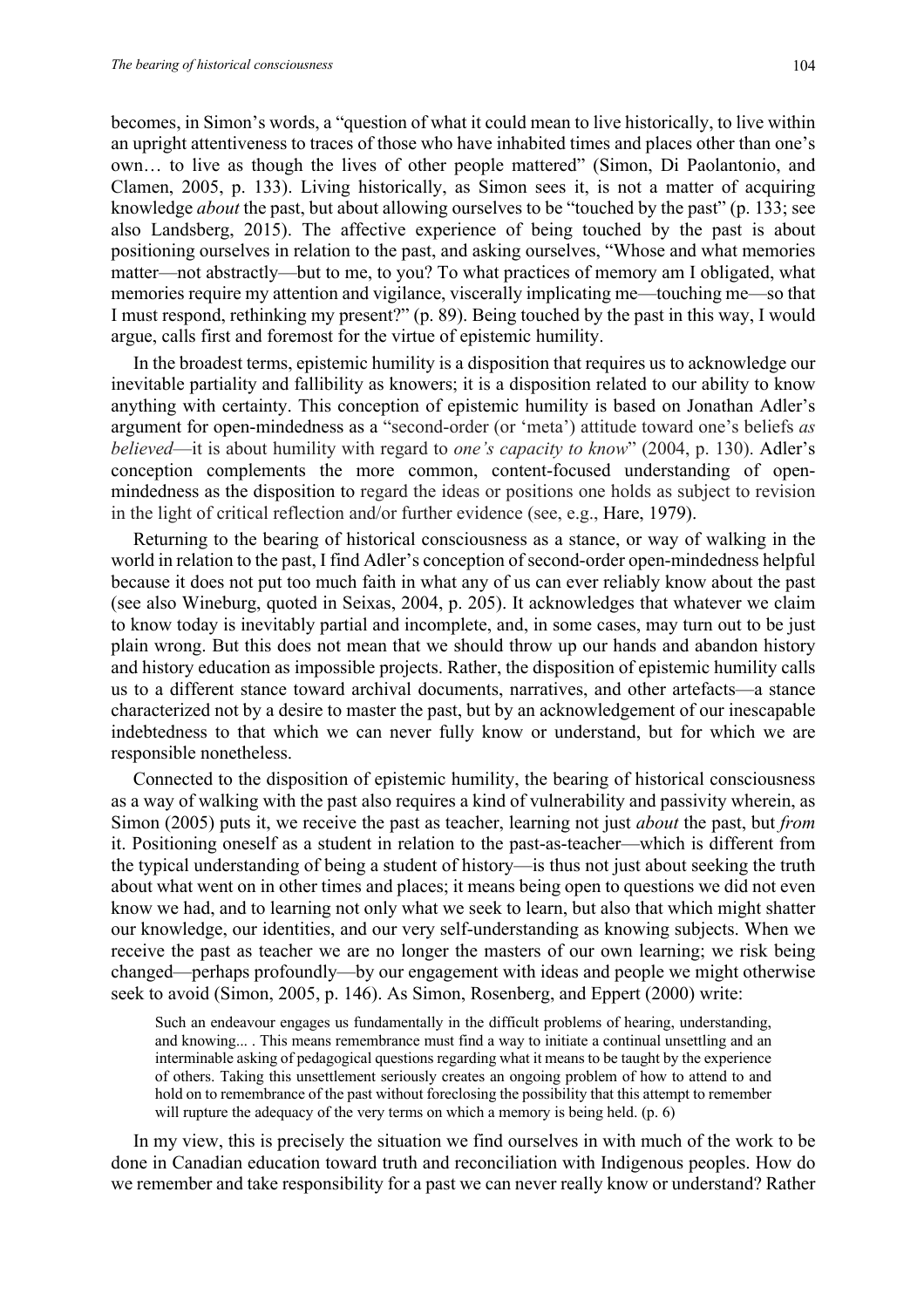becomes, in Simon's words, a "question of what it could mean to live historically, to live within an upright attentiveness to traces of those who have inhabited times and places other than one's own… to live as though the lives of other people mattered" (Simon, Di Paolantonio, and Clamen, 2005, p. 133). Living historically, as Simon sees it, is not a matter of acquiring knowledge *about* the past, but about allowing ourselves to be "touched by the past" (p. 133; see also Landsberg, 2015). The affective experience of being touched by the past is about positioning ourselves in relation to the past, and asking ourselves, "Whose and what memories matter—not abstractly—but to me, to you? To what practices of memory am I obligated, what memories require my attention and vigilance, viscerally implicating me—touching me—so that I must respond, rethinking my present?" (p. 89). Being touched by the past in this way, I would argue, calls first and foremost for the virtue of epistemic humility.

In the broadest terms, epistemic humility is a disposition that requires us to acknowledge our inevitable partiality and fallibility as knowers; it is a disposition related to our ability to know anything with certainty. This conception of epistemic humility is based on Jonathan Adler's argument for open-mindedness as a "second-order (or 'meta') attitude toward one's beliefs *as believed*—it is about humility with regard to *one's capacity to know*" (2004, p. 130). Adler's conception complements the more common, content-focused understanding of open-mindedness as the disposition to regard the ideas or positions one holds as subject to revision in the light of critical reflection and/or further evidence (see, e.g., Hare, 1979).

Returning to the bearing of historical consciousness as a stance, or way of walking in the world in relation to the past, I find Adler's conception of second-order open-mindedness helpful because it does not put too much faith in what any of us can ever reliably know about the past (see also Wineburg, quoted in Seixas, 2004, p. 205). It acknowledges that whatever we claim to know today is inevitably partial and incomplete, and, in some cases, may turn out to be just plain wrong. But this does not mean that we should throw up our hands and abandon history and history education as impossible projects. Rather, the disposition of epistemic humility calls us to a different stance toward archival documents, narratives, and other artefacts—a stance characterized not by a desire to master the past, but by an acknowledgement of our inescapable indebtedness to that which we can never fully know or understand, but for which we are responsible nonetheless.

Connected to the disposition of epistemic humility, the bearing of historical consciousness as a way of walking with the past also requires a kind of vulnerability and passivity wherein, as Simon (2005) puts it, we receive the past as teacher, learning not just *about* the past, but *from* it. Positioning oneself as a student in relation to the past-as-teacher—which is different from the typical understanding of being a student of history—is thus not just about seeking the truth about what went on in other times and places; it means being open to questions we did not even know we had, and to learning not only what we seek to learn, but also that which might shatter our knowledge, our identities, and our very self-understanding as knowing subjects. When we receive the past as teacher we are no longer the masters of our own learning; we risk being changed—perhaps profoundly—by our engagement with ideas and people we might otherwise seek to avoid (Simon, 2005, p. 146). As Simon, Rosenberg, and Eppert (2000) write:

> Such an endeavour engages us fundamentally in the difficult problems of hearing, understanding, and knowing... . This means remembrance must find a way to initiate a continual unsettling and an interminable asking of pedagogical questions regarding what it means to be taught by the experience of others. Taking this unsettlement seriously creates an ongoing problem of how to attend to and hold on to remembrance of the past without foreclosing the possibility that this attempt to remember will rupture the adequacy of the very terms on which a memory is being held. (p. 6)

In my view, this is precisely the situation we find ourselves in with much of the work to be done in Canadian education toward truth and reconciliation with Indigenous peoples. How do we remember and take responsibility for a past we can never really know or understand? Rather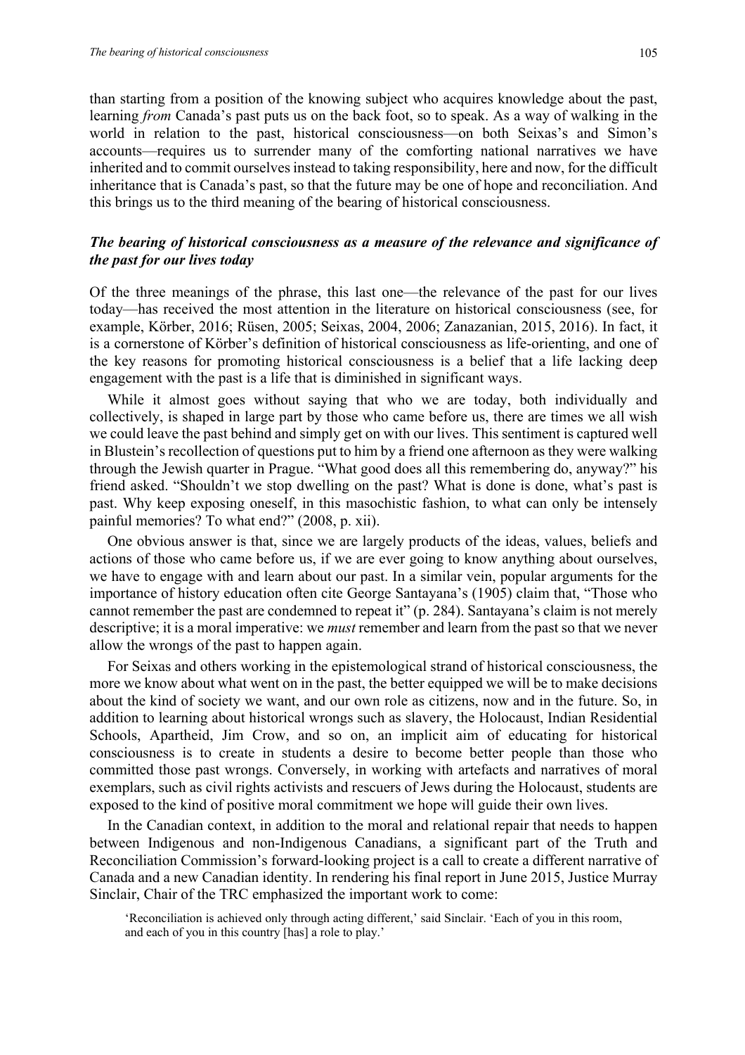than starting from a position of the knowing subject who acquires knowledge about the past, learning *from* Canada's past puts us on the back foot, so to speak. As a way of walking in the world in relation to the past, historical consciousness—on both Seixas's and Simon's accounts—requires us to surrender many of the comforting national narratives we have inherited and to commit ourselves instead to taking responsibility, here and now, for the difficult inheritance that is Canada's past, so that the future may be one of hope and reconciliation. And this brings us to the third meaning of the bearing of historical consciousness.

### *The bearing of historical consciousness as a measure of the relevance and significance of the past for our lives today*

Of the three meanings of the phrase, this last one—the relevance of the past for our lives today—has received the most attention in the literature on historical consciousness (see, for example, Körber, 2016; Rüsen, 2005; Seixas, 2004, 2006; Zanazanian, 2015, 2016). In fact, it is a cornerstone of Körber's definition of historical consciousness as life-orienting, and one of the key reasons for promoting historical consciousness is a belief that a life lacking deep engagement with the past is a life that is diminished in significant ways.

While it almost goes without saying that who we are today, both individually and collectively, is shaped in large part by those who came before us, there are times we all wish we could leave the past behind and simply get on with our lives. This sentiment is captured well in Blustein's recollection of questions put to him by a friend one afternoon as they were walking through the Jewish quarter in Prague. "What good does all this remembering do, anyway?" his friend asked. "Shouldn't we stop dwelling on the past? What is done is done, what's past is past. Why keep exposing oneself, in this masochistic fashion, to what can only be intensely painful memories? To what end?" (2008, p. xii).

One obvious answer is that, since we are largely products of the ideas, values, beliefs and actions of those who came before us, if we are ever going to know anything about ourselves, we have to engage with and learn about our past. In a similar vein, popular arguments for the importance of history education often cite George Santayana's (1905) claim that, "Those who cannot remember the past are condemned to repeat it" (p. 284). Santayana's claim is not merely descriptive; it is a moral imperative: we *must* remember and learn from the past so that we never allow the wrongs of the past to happen again.

For Seixas and others working in the epistemological strand of historical consciousness, the more we know about what went on in the past, the better equipped we will be to make decisions about the kind of society we want, and our own role as citizens, now and in the future. So, in addition to learning about historical wrongs such as slavery, the Holocaust, Indian Residential Schools, Apartheid, Jim Crow, and so on, an implicit aim of educating for historical consciousness is to create in students a desire to become better people than those who committed those past wrongs. Conversely, in working with artefacts and narratives of moral exemplars, such as civil rights activists and rescuers of Jews during the Holocaust, students are exposed to the kind of positive moral commitment we hope will guide their own lives.

In the Canadian context, in addition to the moral and relational repair that needs to happen between Indigenous and non-Indigenous Canadians, a significant part of the Truth and Reconciliation Commission's forward-looking project is a call to create a different narrative of Canada and a new Canadian identity. In rendering his final report in June 2015, Justice Murray Sinclair, Chair of the TRC emphasized the important work to come:

> 'Reconciliation is achieved only through acting different,' said Sinclair. 'Each of you in this room, and each of you in this country [has] a role to play.'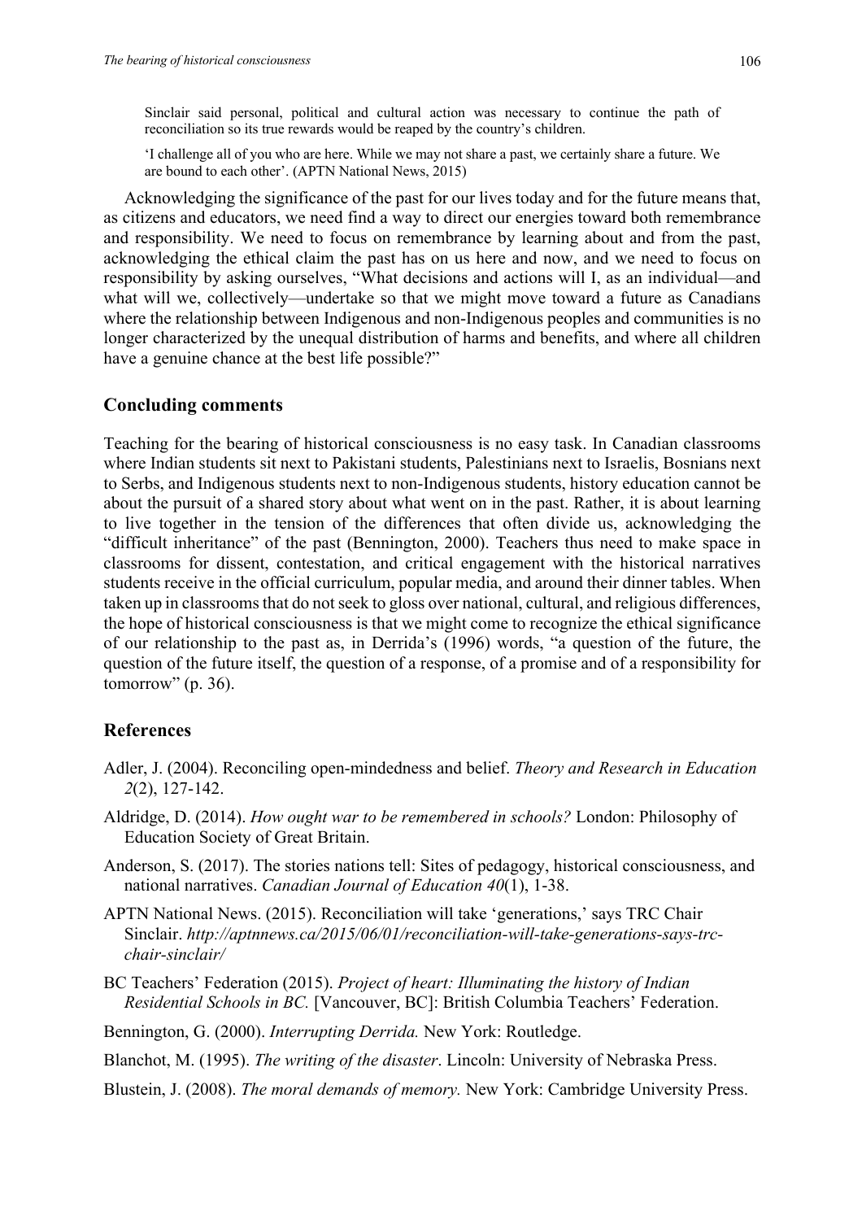> Sinclair said personal, political and cultural action was necessary to continue the path of reconciliation so its true rewards would be reaped by the country's children.
>
> 'I challenge all of you who are here. While we may not share a past, we certainly share a future. We are bound to each other'. (APTN National News, 2015)

Acknowledging the significance of the past for our lives today and for the future means that, as citizens and educators, we need find a way to direct our energies toward both remembrance and responsibility. We need to focus on remembrance by learning about and from the past, acknowledging the ethical claim the past has on us here and now, and we need to focus on responsibility by asking ourselves, "What decisions and actions will I, as an individual—and what will we, collectively—undertake so that we might move toward a future as Canadians where the relationship between Indigenous and non-Indigenous peoples and communities is no longer characterized by the unequal distribution of harms and benefits, and where all children have a genuine chance at the best life possible?"

## Concluding comments

Teaching for the bearing of historical consciousness is no easy task. In Canadian classrooms where Indian students sit next to Pakistani students, Palestinians next to Israelis, Bosnians next to Serbs, and Indigenous students next to non-Indigenous students, history education cannot be about the pursuit of a shared story about what went on in the past. Rather, it is about learning to live together in the tension of the differences that often divide us, acknowledging the "difficult inheritance" of the past (Bennington, 2000). Teachers thus need to make space in classrooms for dissent, contestation, and critical engagement with the historical narratives students receive in the official curriculum, popular media, and around their dinner tables. When taken up in classrooms that do not seek to gloss over national, cultural, and religious differences, the hope of historical consciousness is that we might come to recognize the ethical significance of our relationship to the past as, in Derrida's (1996) words, "a question of the future, the question of the future itself, the question of a response, of a promise and of a responsibility for tomorrow" (p. 36).

## References

Adler, J. (2004). Reconciling open-mindedness and belief. *Theory and Research in Education 2*(2), 127-142.

Aldridge, D. (2014). *How ought war to be remembered in schools?* London: Philosophy of Education Society of Great Britain.

Anderson, S. (2017). The stories nations tell: Sites of pedagogy, historical consciousness, and national narratives. *Canadian Journal of Education 40*(1), 1-38.

APTN National News. (2015). Reconciliation will take 'generations,' says TRC Chair Sinclair. *http://aptnnews.ca/2015/06/01/reconciliation-will-take-generations-says-trc-chair-sinclair/*

BC Teachers' Federation (2015). *Project of heart: Illuminating the history of Indian Residential Schools in BC.* [Vancouver, BC]: British Columbia Teachers' Federation.

Bennington, G. (2000). *Interrupting Derrida.* New York: Routledge.

Blanchot, M. (1995). *The writing of the disaster*. Lincoln: University of Nebraska Press.

Blustein, J. (2008). *The moral demands of memory.* New York: Cambridge University Press.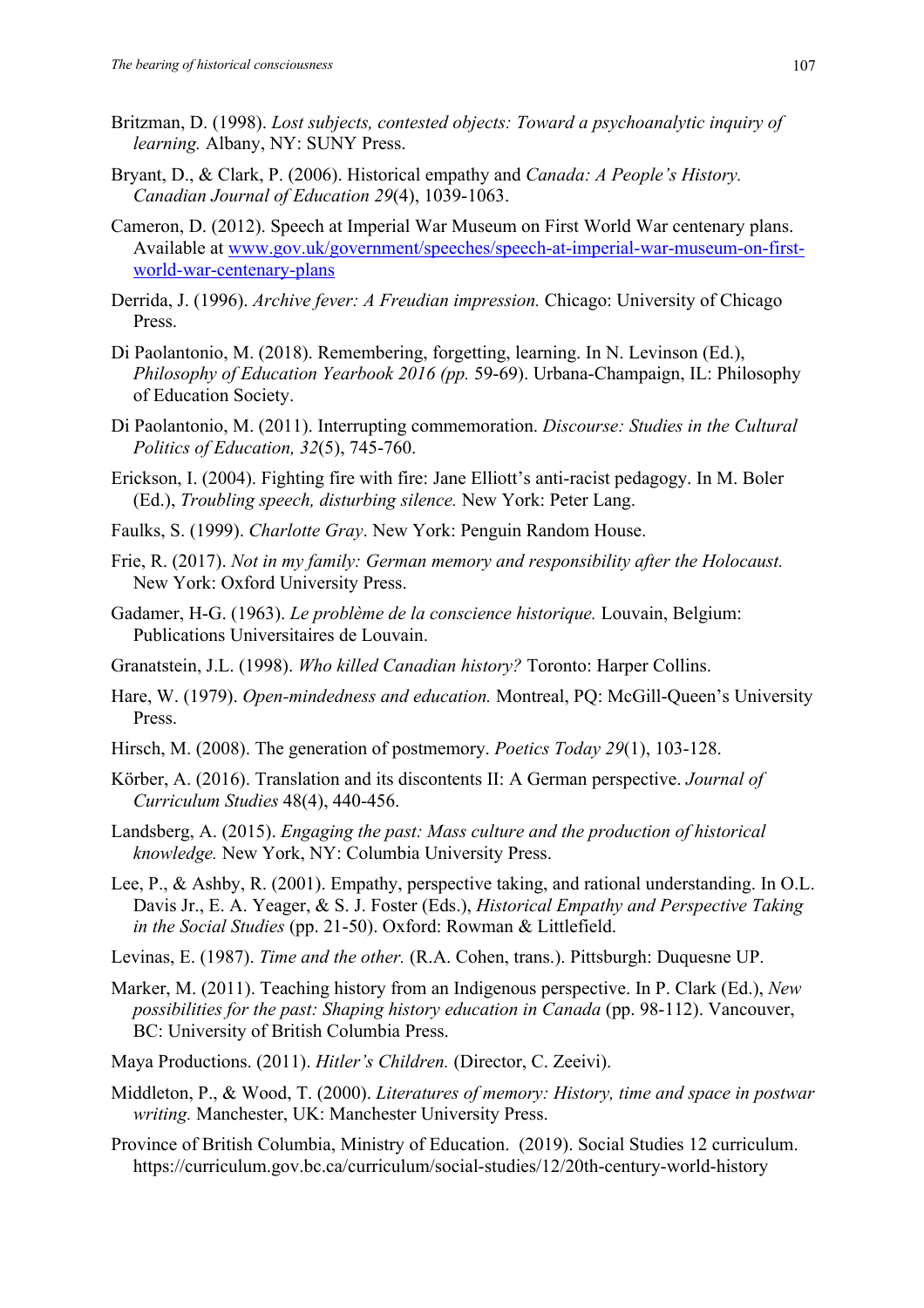Britzman, D. (1998). *Lost subjects, contested objects: Toward a psychoanalytic inquiry of learning.* Albany, NY: SUNY Press.

Bryant, D., & Clark, P. (2006). Historical empathy and *Canada: A People's History. Canadian Journal of Education 29*(4), 1039-1063.

Cameron, D. (2012). Speech at Imperial War Museum on First World War centenary plans. Available at www.gov.uk/government/speeches/speech-at-imperial-war-museum-on-first-world-war-centenary-plans

Derrida, J. (1996). *Archive fever: A Freudian impression.* Chicago: University of Chicago Press.

Di Paolantonio, M. (2018). Remembering, forgetting, learning. In N. Levinson (Ed.), *Philosophy of Education Yearbook 2016 (pp.* 59-69). Urbana-Champaign, IL: Philosophy of Education Society.

Di Paolantonio, M. (2011). Interrupting commemoration. *Discourse: Studies in the Cultural Politics of Education, 32*(5), 745-760.

Erickson, I. (2004). Fighting fire with fire: Jane Elliott's anti-racist pedagogy. In M. Boler (Ed.), *Troubling speech, disturbing silence.* New York: Peter Lang.

Faulks, S. (1999). *Charlotte Gray*. New York: Penguin Random House.

Frie, R. (2017). *Not in my family: German memory and responsibility after the Holocaust.* New York: Oxford University Press.

Gadamer, H-G. (1963). *Le problème de la conscience historique.* Louvain, Belgium: Publications Universitaires de Louvain.

Granatstein, J.L. (1998). *Who killed Canadian history?* Toronto: Harper Collins.

Hare, W. (1979). *Open-mindedness and education.* Montreal, PQ: McGill-Queen's University Press.

Hirsch, M. (2008). The generation of postmemory. *Poetics Today 29*(1), 103-128.

Körber, A. (2016). Translation and its discontents II: A German perspective. *Journal of Curriculum Studies* 48(4), 440-456.

Landsberg, A. (2015). *Engaging the past: Mass culture and the production of historical knowledge.* New York, NY: Columbia University Press.

Lee, P., & Ashby, R. (2001). Empathy, perspective taking, and rational understanding. In O.L. Davis Jr., E. A. Yeager, & S. J. Foster (Eds.), *Historical Empathy and Perspective Taking in the Social Studies* (pp. 21-50). Oxford: Rowman & Littlefield.

Levinas, E. (1987). *Time and the other.* (R.A. Cohen, trans.). Pittsburgh: Duquesne UP.

Marker, M. (2011). Teaching history from an Indigenous perspective. In P. Clark (Ed.), *New possibilities for the past: Shaping history education in Canada* (pp. 98-112). Vancouver, BC: University of British Columbia Press.

Maya Productions. (2011). *Hitler's Children.* (Director, C. Zeeivi).

Middleton, P., & Wood, T. (2000). *Literatures of memory: History, time and space in postwar writing.* Manchester, UK: Manchester University Press.

Province of British Columbia, Ministry of Education. (2019). Social Studies 12 curriculum. https://curriculum.gov.bc.ca/curriculum/social-studies/12/20th-century-world-history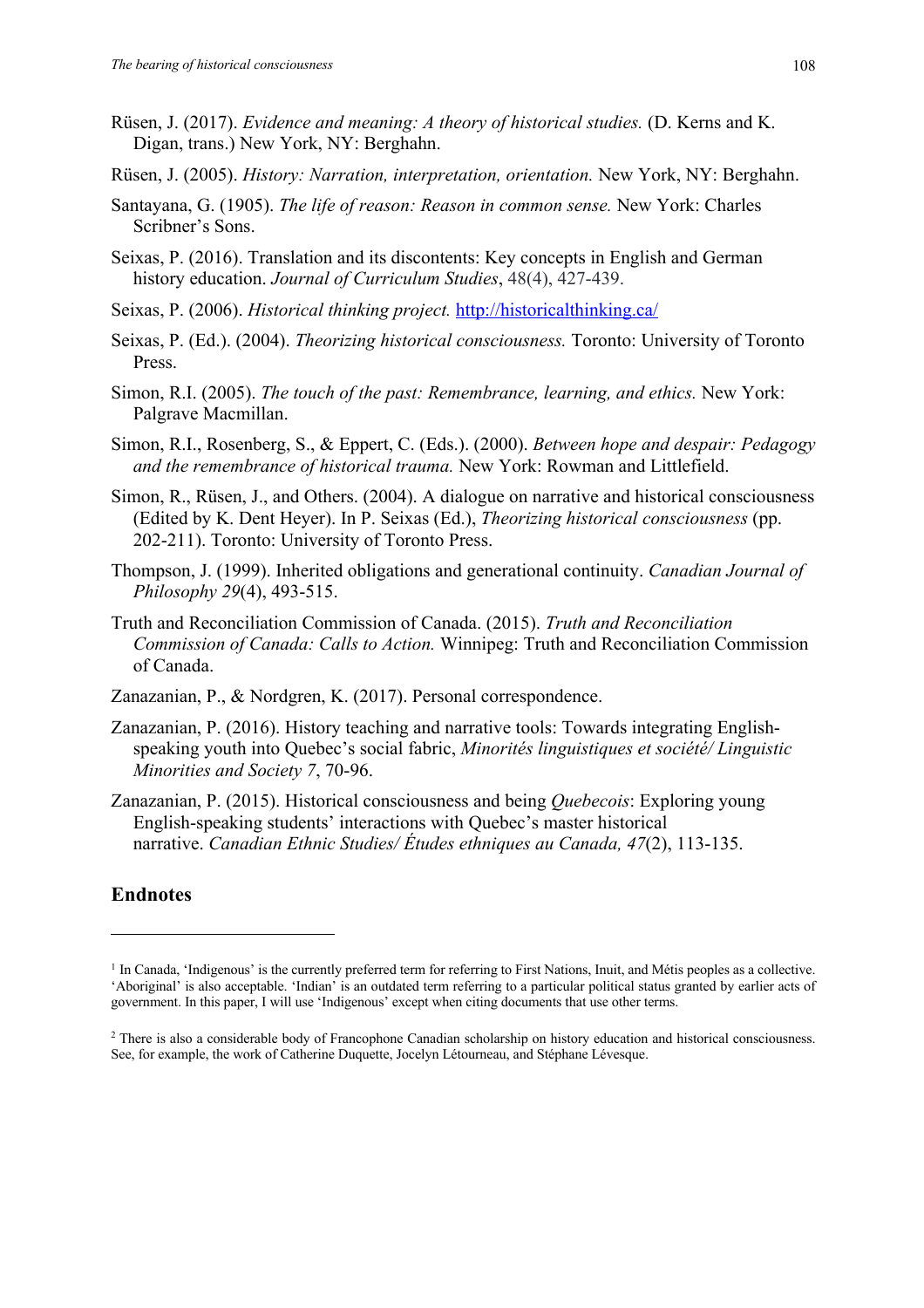Rüsen, J. (2017). *Evidence and meaning: A theory of historical studies.* (D. Kerns and K. Digan, trans.) New York, NY: Berghahn.

Rüsen, J. (2005). *History: Narration, interpretation, orientation.* New York, NY: Berghahn.

Santayana, G. (1905). *The life of reason: Reason in common sense.* New York: Charles Scribner's Sons.

Seixas, P. (2016). Translation and its discontents: Key concepts in English and German history education. *Journal of Curriculum Studies*, 48(4), 427-439.

Seixas, P. (2006). *Historical thinking project.* http://historicalthinking.ca/

Seixas, P. (Ed.). (2004). *Theorizing historical consciousness.* Toronto: University of Toronto Press.

Simon, R.I. (2005). *The touch of the past: Remembrance, learning, and ethics.* New York: Palgrave Macmillan.

Simon, R.I., Rosenberg, S., & Eppert, C. (Eds.). (2000). *Between hope and despair: Pedagogy and the remembrance of historical trauma.* New York: Rowman and Littlefield.

Simon, R., Rüsen, J., and Others. (2004). A dialogue on narrative and historical consciousness (Edited by K. Dent Heyer). In P. Seixas (Ed.), *Theorizing historical consciousness* (pp. 202-211). Toronto: University of Toronto Press.

Thompson, J. (1999). Inherited obligations and generational continuity. *Canadian Journal of Philosophy 29*(4), 493-515.

Truth and Reconciliation Commission of Canada. (2015). *Truth and Reconciliation Commission of Canada: Calls to Action.* Winnipeg: Truth and Reconciliation Commission of Canada.

Zanazanian, P., & Nordgren, K. (2017). Personal correspondence.

Zanazanian, P. (2016). History teaching and narrative tools: Towards integrating English-speaking youth into Quebec's social fabric, *Minorités linguistiques et société/ Linguistic Minorities and Society 7*, 70-96.

Zanazanian, P. (2015). Historical consciousness and being *Quebecois*: Exploring young English-speaking students' interactions with Quebec's master historical narrative. *Canadian Ethnic Studies/ Études ethniques au Canada, 47*(2), 113-135.

## Endnotes

[1] In Canada, 'Indigenous' is the currently preferred term for referring to First Nations, Inuit, and Métis peoples as a collective. 'Aboriginal' is also acceptable. 'Indian' is an outdated term referring to a particular political status granted by earlier acts of government. In this paper, I will use 'Indigenous' except when citing documents that use other terms.

[2] There is also a considerable body of Francophone Canadian scholarship on history education and historical consciousness. See, for example, the work of Catherine Duquette, Jocelyn Létourneau, and Stéphane Lévesque.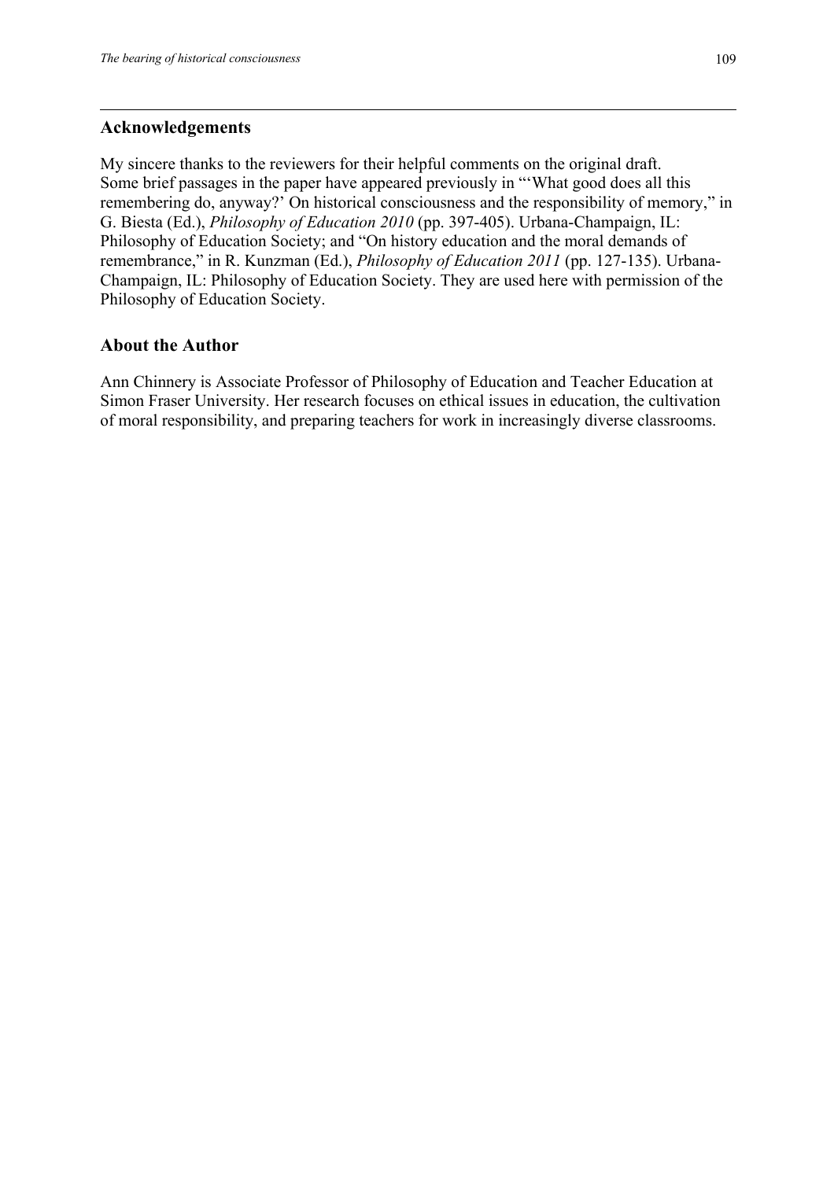## Acknowledgements

My sincere thanks to the reviewers for their helpful comments on the original draft. Some brief passages in the paper have appeared previously in "'What good does all this remembering do, anyway?' On historical consciousness and the responsibility of memory," in G. Biesta (Ed.), *Philosophy of Education 2010* (pp. 397-405). Urbana-Champaign, IL: Philosophy of Education Society; and "On history education and the moral demands of remembrance," in R. Kunzman (Ed.), *Philosophy of Education 2011* (pp. 127-135). Urbana-Champaign, IL: Philosophy of Education Society. They are used here with permission of the Philosophy of Education Society.

## About the Author

Ann Chinnery is Associate Professor of Philosophy of Education and Teacher Education at Simon Fraser University. Her research focuses on ethical issues in education, the cultivation of moral responsibility, and preparing teachers for work in increasingly diverse classrooms.